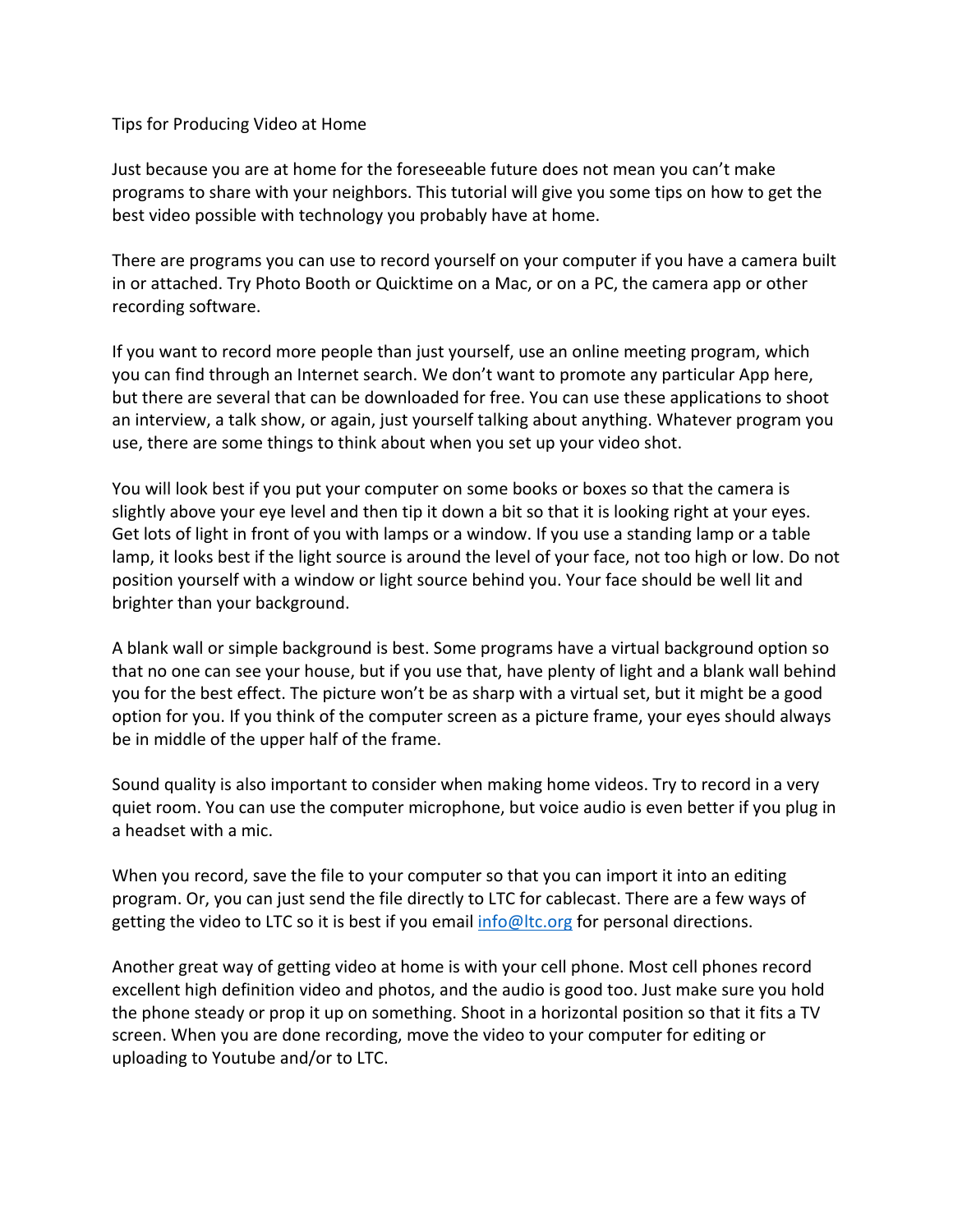# Tips for Producing Video at Home

Just because you are at home for the foreseeable future does not mean you can't make programs to share with your neighbors. This tutorial will give you some tips on how to get the best video possible with technology you probably have at home.

There are programs you can use to record yourself on your computer if you have a camera built in or attached. Try Photo Booth or Quicktime on a Mac, or on a PC, the camera app or other recording software.

If you want to record more people than just yourself, use an online meeting program, which you can find through an Internet search. We don't want to promote any particular App here, but there are several that can be downloaded for free. You can use these applications to shoot an interview, a talk show, or again, just yourself talking about anything. Whatever program you use, there are some things to think about when you set up your video shot.

You will look best if you put your computer on some books or boxes so that the camera is slightly above your eye level and then tip it down a bit so that it is looking right at your eyes. Get lots of light in front of you with lamps or a window. If you use a standing lamp or a table lamp, it looks best if the light source is around the level of your face, not too high or low. Do not position yourself with a window or light source behind you. Your face should be well lit and brighter than your background.

A blank wall or simple background is best. Some programs have a virtual background option so that no one can see your house, but if you use that, have plenty of light and a blank wall behind you for the best effect. The picture won't be as sharp with a virtual set, but it might be a good option for you. If you think of the computer screen as a picture frame, your eyes should always be in middle of the upper half of the frame.

Sound quality is also important to consider when making home videos. Try to record in a very quiet room. You can use the computer microphone, but voice audio is even better if you plug in a headset with a mic.

When you record, save the file to your computer so that you can import it into an editing program. Or, you can just send the file directly to LTC for cablecast. There are a few ways of getting the video to LTC so it is best if you email [info@ltc.org](mailto:info@ltc.org) for personal directions.

Another great way of getting video at home is with your cell phone. Most cell phones record excellent high definition video and photos, and the audio is good too. Just make sure you hold the phone steady or prop it up on something. Shoot in a horizontal position so that it fits a TV screen. When you are done recording, move the video to your computer for editing or uploading to Youtube and/or to LTC.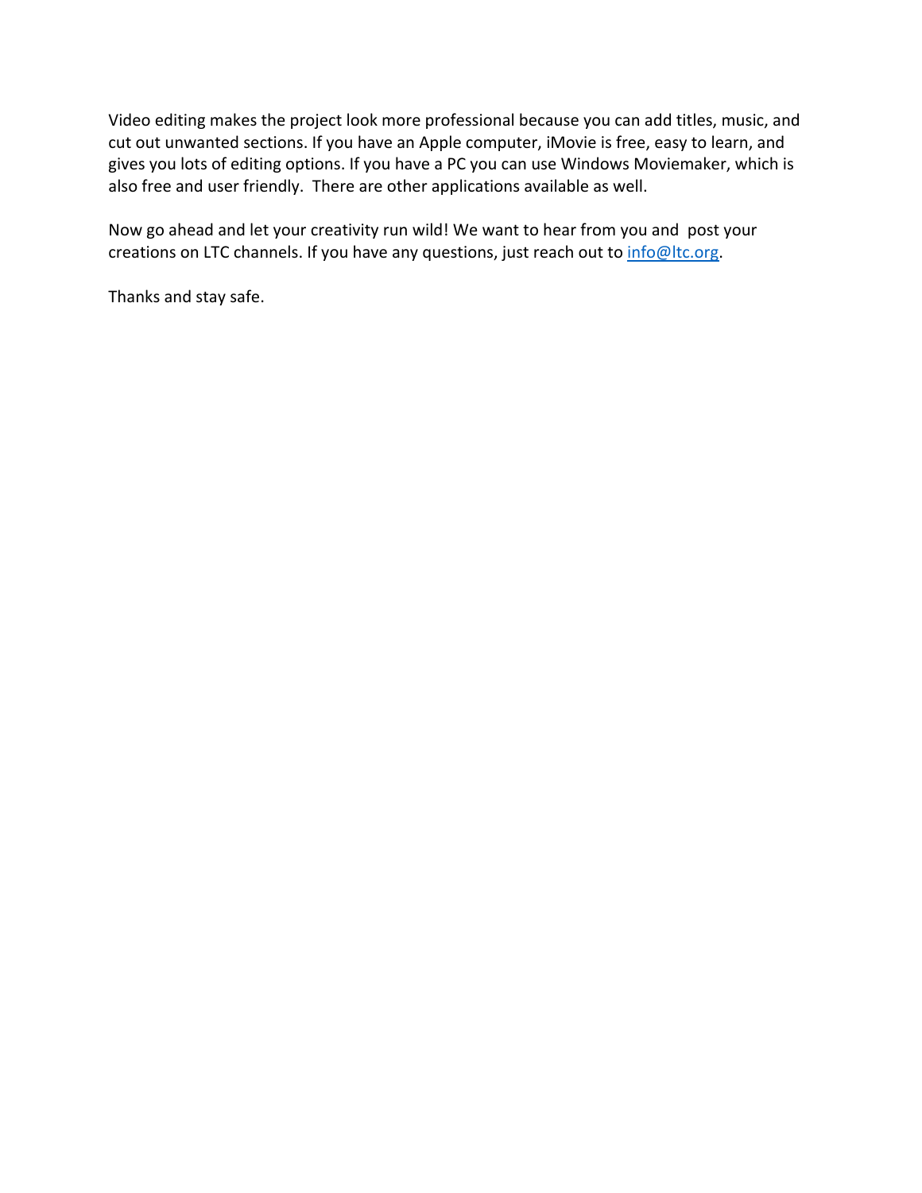Video editing makes the project look more professional because you can add titles, music, and cut out unwanted sections. If you have an Apple computer, iMovie is free, easy to learn, and gives you lots of editing options. If you have a PC you can use Windows Moviemaker, which is also free and user friendly.  There are other applications available as well.

Now go ahead and let your creativity run wild! We want to hear from you and  post your creations on LTC channels. If you have any questions, just reach out to [info@ltc.org](mailto:info@ltc.org).

Thanks and stay safe.